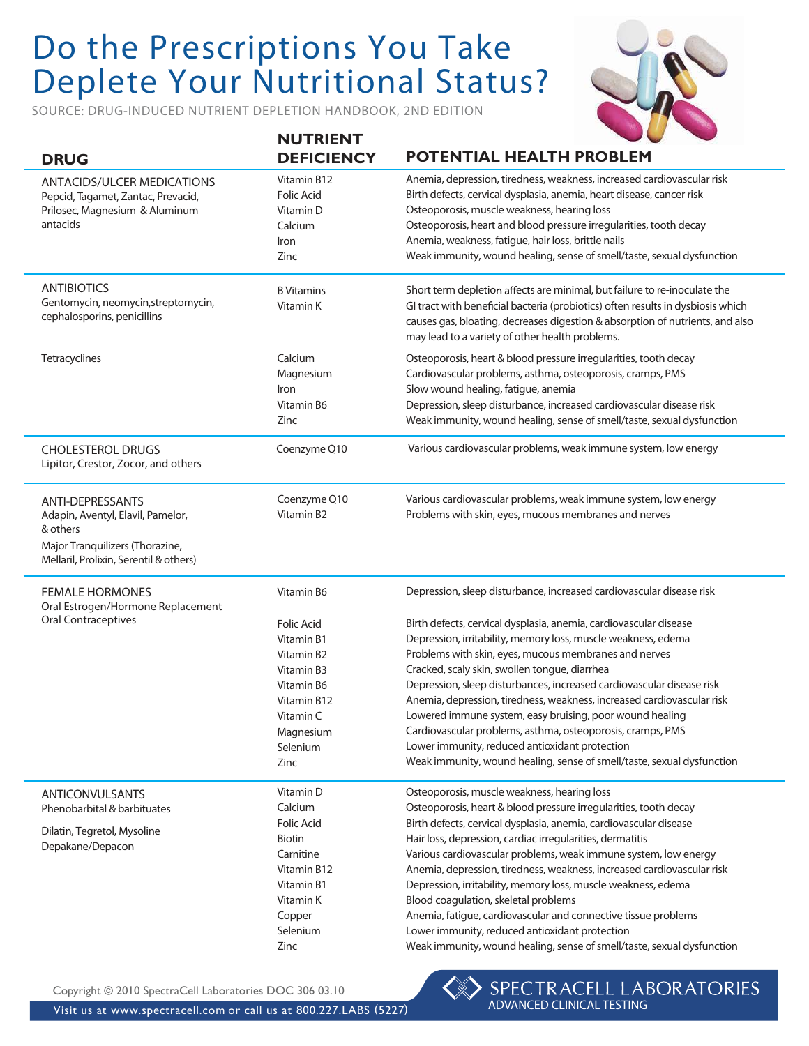# Do the Prescriptions You Take Deplete Your Nutritional Status?

SOURCE: DRUG-INDUCED NUTRIENT DEPLETION HANDBOOK, 2ND EDITION

| DRUG | NUTRIENT DEFICIENCY | POTENTIAL HEALTH PROBLEM |
|---|---|---|
| **ANTACIDS/ULCER MEDICATIONS** Pepcid, Tagamet, Zantac, Prevacid, Prilosec, Magnesium & Aluminum antacids | Vitamin B12 | Anemia, depression, tiredness, weakness, increased cardiovascular risk |
| | Folic Acid | Birth defects, cervical dysplasia, anemia, heart disease, cancer risk |
| | Vitamin D | Osteoporosis, muscle weakness, hearing loss |
| | Calcium | Osteoporosis, heart and blood pressure irregularities, tooth decay |
| | Iron | Anemia, weakness, fatigue, hair loss, brittle nails |
| | Zinc | Weak immunity, wound healing, sense of smell/taste, sexual dysfunction |
| **ANTIBIOTICS** Gentomycin, neomycin,streptomycin, cephalosporins, penicillins | B Vitamins, Vitamin K | Short term depletion affects are minimal, but failure to re-inoculate the GI tract with beneficial bacteria (probiotics) often results in dysbiosis which causes gas, bloating, decreases digestion & absorption of nutrients, and also may lead to a variety of other health problems. |
| Tetracyclines | Calcium | Osteoporosis, heart & blood pressure irregularities, tooth decay |
| | Magnesium | Cardiovascular problems, asthma, osteoporosis, cramps, PMS |
| | Iron | Slow wound healing, fatigue, anemia |
| | Vitamin B6 | Depression, sleep disturbance, increased cardiovascular disease risk |
| | Zinc | Weak immunity, wound healing, sense of smell/taste, sexual dysfunction |
| **CHOLESTEROL DRUGS** Lipitor, Crestor, Zocor, and others | Coenzyme Q10 | Various cardiovascular problems, weak immune system, low energy |
| **ANTI-DEPRESSANTS** Adapin, Aventyl, Elavil, Pamelor, & others; Major Tranquilizers (Thorazine, Mellaril, Prolixin, Serentil & others) | Coenzyme Q10 | Various cardiovascular problems, weak immune system, low energy |
| | Vitamin B2 | Problems with skin, eyes, mucous membranes and nerves |
| **FEMALE HORMONES** Oral Estrogen/Hormone Replacement | Vitamin B6 | Depression, sleep disturbance, increased cardiovascular disease risk |
| Oral Contraceptives | Folic Acid | Birth defects, cervical dysplasia, anemia, cardiovascular disease |
| | Vitamin B1 | Depression, irritability, memory loss, muscle weakness, edema |
| | Vitamin B2 | Problems with skin, eyes, mucous membranes and nerves |
| | Vitamin B3 | Cracked, scaly skin, swollen tongue, diarrhea |
| | Vitamin B6 | Depression, sleep disturbances, increased cardiovascular disease risk |
| | Vitamin B12 | Anemia, depression, tiredness, weakness, increased cardiovascular risk |
| | Vitamin C | Lowered immune system, easy bruising, poor wound healing |
| | Magnesium | Cardiovascular problems, asthma, osteoporosis, cramps, PMS |
| | Selenium | Lower immunity, reduced antioxidant protection |
| | Zinc | Weak immunity, wound healing, sense of smell/taste, sexual dysfunction |
| **ANTICONVULSANTS** Phenobarbital & barbituates; Dilatin, Tegretol, Mysoline; Depakane/Depacon | Vitamin D | Osteoporosis, muscle weakness, hearing loss |
| | Calcium | Osteoporosis, heart & blood pressure irregularities, tooth decay |
| | Folic Acid | Birth defects, cervical dysplasia, anemia, cardiovascular disease |
| | Biotin | Hair loss, depression, cardiac irregularities, dermatitis |
| | Carnitine | Various cardiovascular problems, weak immune system, low energy |
| | Vitamin B12 | Anemia, depression, tiredness, weakness, increased cardiovascular risk |
| | Vitamin B1 | Depression, irritability, memory loss, muscle weakness, edema |
| | Vitamin K | Blood coagulation, skeletal problems |
| | Copper | Anemia, fatigue, cardiovascular and connective tissue problems |
| | Selenium | Lower immunity, reduced antioxidant protection |
| | Zinc | Weak immunity, wound healing, sense of smell/taste, sexual dysfunction |

Copyright © 2010 SpectraCell Laboratories DOC 306 03.10

Visit us at www.spectracell.com or call us at 800.227.LABS (5227)

SPECTRACELL LABORATORIES
ADVANCED CLINICAL TESTING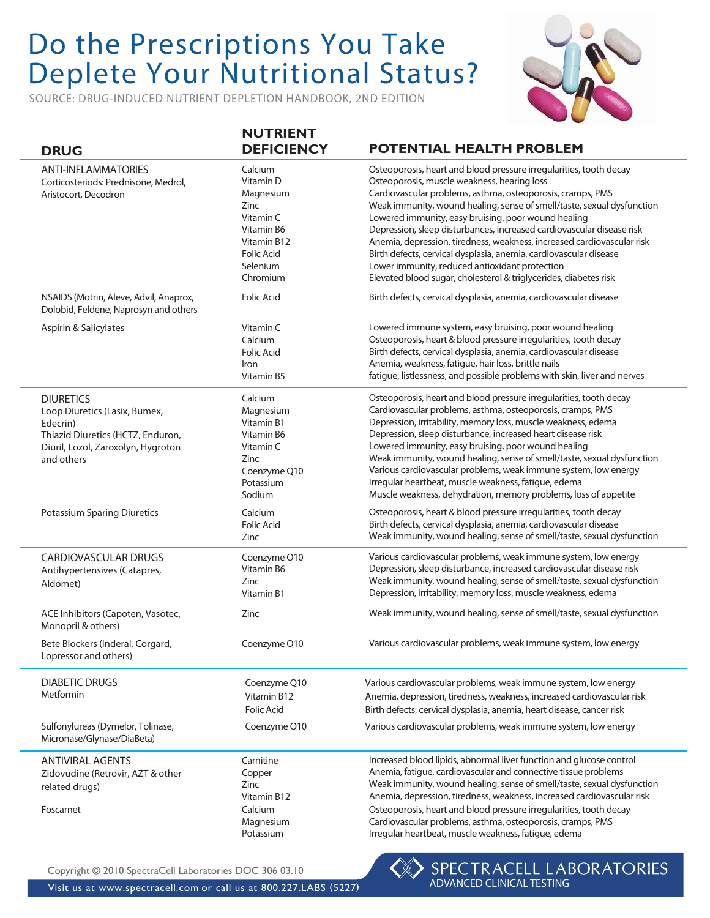# Do the Prescriptions You Take Deplete Your Nutritional Status?

SOURCE: DRUG-INDUCED NUTRIENT DEPLETION HANDBOOK, 2ND EDITION

| DRUG | NUTRIENT DEFICIENCY | POTENTIAL HEALTH PROBLEM |
|---|---|---|
| ANTI-INFLAMMATORIES<br>Corticosteriods: Prednisone, Medrol, Aristocort, Decodron | Calcium | Osteoporosis, heart and blood pressure irregularities, tooth decay |
| | Vitamin D | Osteoporosis, muscle weakness, hearing loss |
| | Magnesium | Cardiovascular problems, asthma, osteoporosis, cramps, PMS |
| | Zinc | Weak immunity, wound healing, sense of smell/taste, sexual dysfunction |
| | Vitamin C | Lowered immunity, easy bruising, poor wound healing |
| | Vitamin B6 | Depression, sleep disturbances, increased cardiovascular disease risk |
| | Vitamin B12 | Anemia, depression, tiredness, weakness, increased cardiovascular risk |
| | Folic Acid | Birth defects, cervical dysplasia, anemia, cardiovascular disease |
| | Selenium | Lower immunity, reduced antioxidant protection |
| | Chromium | Elevated blood sugar, cholesterol & triglycerides, diabetes risk |
| NSAIDS (Motrin, Aleve, Advil, Anaprox, Dolobid, Feldene, Naprosyn and others | Folic Acid | Birth defects, cervical dysplasia, anemia, cardiovascular disease |
| Aspirin & Salicylates | Vitamin C | Lowered immune system, easy bruising, poor wound healing |
| | Calcium | Osteoporosis, heart & blood pressure irregularities, tooth decay |
| | Folic Acid | Birth defects, cervical dysplasia, anemia, cardiovascular disease |
| | Iron | Anemia, weakness, fatigue, hair loss, brittle nails |
| | Vitamin B5 | fatigue, listlessness, and possible problems with skin, liver and nerves |
| DIURETICS<br>Loop Diuretics (Lasix, Bumex, Edecrin)<br>Thiazid Diuretics (HCTZ, Enduron, Diuril, Lozol, Zaroxolyn, Hygroton and others | Calcium | Osteoporosis, heart and blood pressure irregularities, tooth decay |
| | Magnesium | Cardiovascular problems, asthma, osteoporosis, cramps, PMS |
| | Vitamin B1 | Depression, irritability, memory loss, muscle weakness, edema |
| | Vitamin B6 | Depression, sleep disturbance, increased heart disease risk |
| | Vitamin C | Lowered immunity, easy bruising, poor wound healing |
| | Zinc | Weak immunity, wound healing, sense of smell/taste, sexual dysfunction |
| | Coenzyme Q10 | Various cardiovascular problems, weak immune system, low energy |
| | Potassium | Irregular heartbeat, muscle weakness, fatigue, edema |
| | Sodium | Muscle weakness, dehydration, memory problems, loss of appetite |
| Potassium Sparing Diuretics | Calcium | Osteoporosis, heart & blood pressure irregularities, tooth decay |
| | Folic Acid | Birth defects, cervical dysplasia, anemia, cardiovascular disease |
| | Zinc | Weak immunity, wound healing, sense of smell/taste, sexual dysfunction |
| CARDIOVASCULAR DRUGS<br>Antihypertensives (Catapres, Aldomet) | Coenzyme Q10 | Various cardiovascular problems, weak immune system, low energy |
| | Vitamin B6 | Depression, sleep disturbance, increased cardiovascular disease risk |
| | Zinc | Weak immunity, wound healing, sense of smell/taste, sexual dysfunction |
| | Vitamin B1 | Depression, irritability, memory loss, muscle weakness, edema |
| ACE Inhibitors (Capoten, Vasotec, Monopril & others) | Zinc | Weak immunity, wound healing, sense of smell/taste, sexual dysfunction |
| Bete Blockers (Inderal, Corgard, Lopressor and others) | Coenzyme Q10 | Various cardiovascular problems, weak immune system, low energy |
| DIABETIC DRUGS<br>Metformin | Coenzyme Q10 | Various cardiovascular problems, weak immune system, low energy |
| | Vitamin B12 | Anemia, depression, tiredness, weakness, increased cardiovascular risk |
| | Folic Acid | Birth defects, cervical dysplasia, anemia, heart disease, cancer risk |
| Sulfonylureas (Dymelor, Tolinase, Micronase/Glynase/DiaBeta) | Coenzyme Q10 | Various cardiovascular problems, weak immune system, low energy |
| ANTIVIRAL AGENTS<br>Zidovudine (Retrovir, AZT & other related drugs) | Carnitine | Increased blood lipids, abnormal liver function and glucose control |
| | Copper | Anemia, fatigue, cardiovascular and connective tissue problems |
| | Zinc | Weak immunity, wound healing, sense of smell/taste, sexual dysfunction |
| | Vitamin B12 | Anemia, depression, tiredness, weakness, increased cardiovascular risk |
| Foscarnet | Calcium | Osteoporosis, heart and blood pressure irregularities, tooth decay |
| | Magnesium | Cardiovascular problems, asthma, osteoporosis, cramps, PMS |
| | Potassium | Irregular heartbeat, muscle weakness, fatigue, edema |

Copyright © 2010 SpectraCell Laboratories DOC 306 03.10

Visit us at www.spectracell.com or call us at 800.227.LABS (5227)

SPECTRACELL LABORATORIES
ADVANCED CLINICAL TESTING